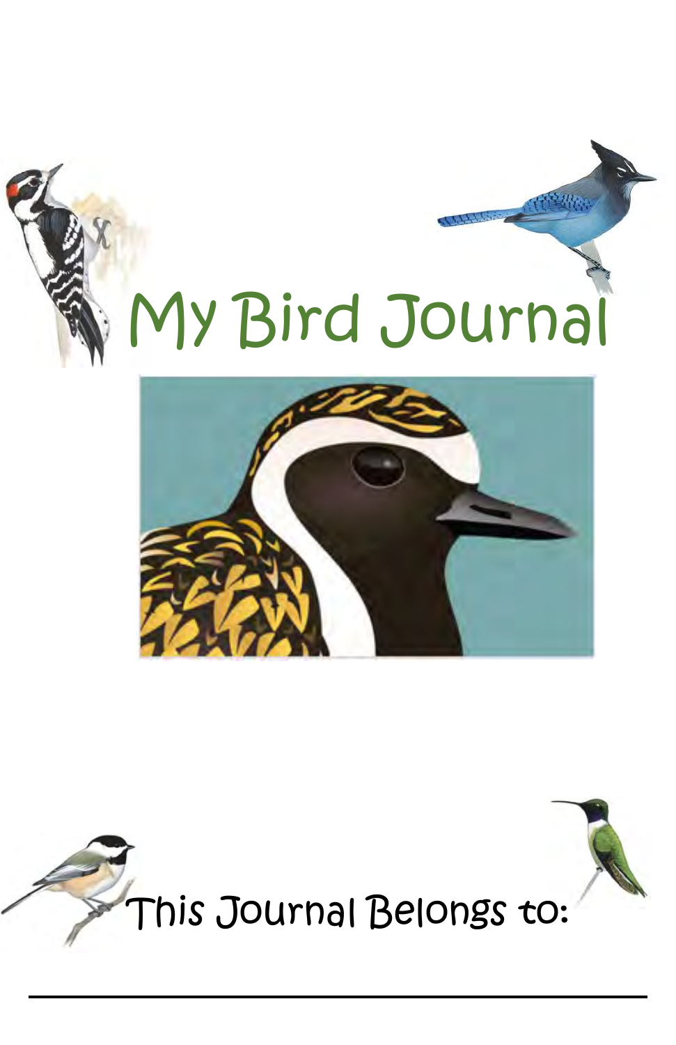# My Bird Journal

This Journal Belongs to:

\_\_\_\_\_\_\_\_\_\_\_\_\_\_\_\_\_\_\_\_\_\_\_\_\_\_\_\_\_\_\_\_\_\_\_\_\_\_\_\_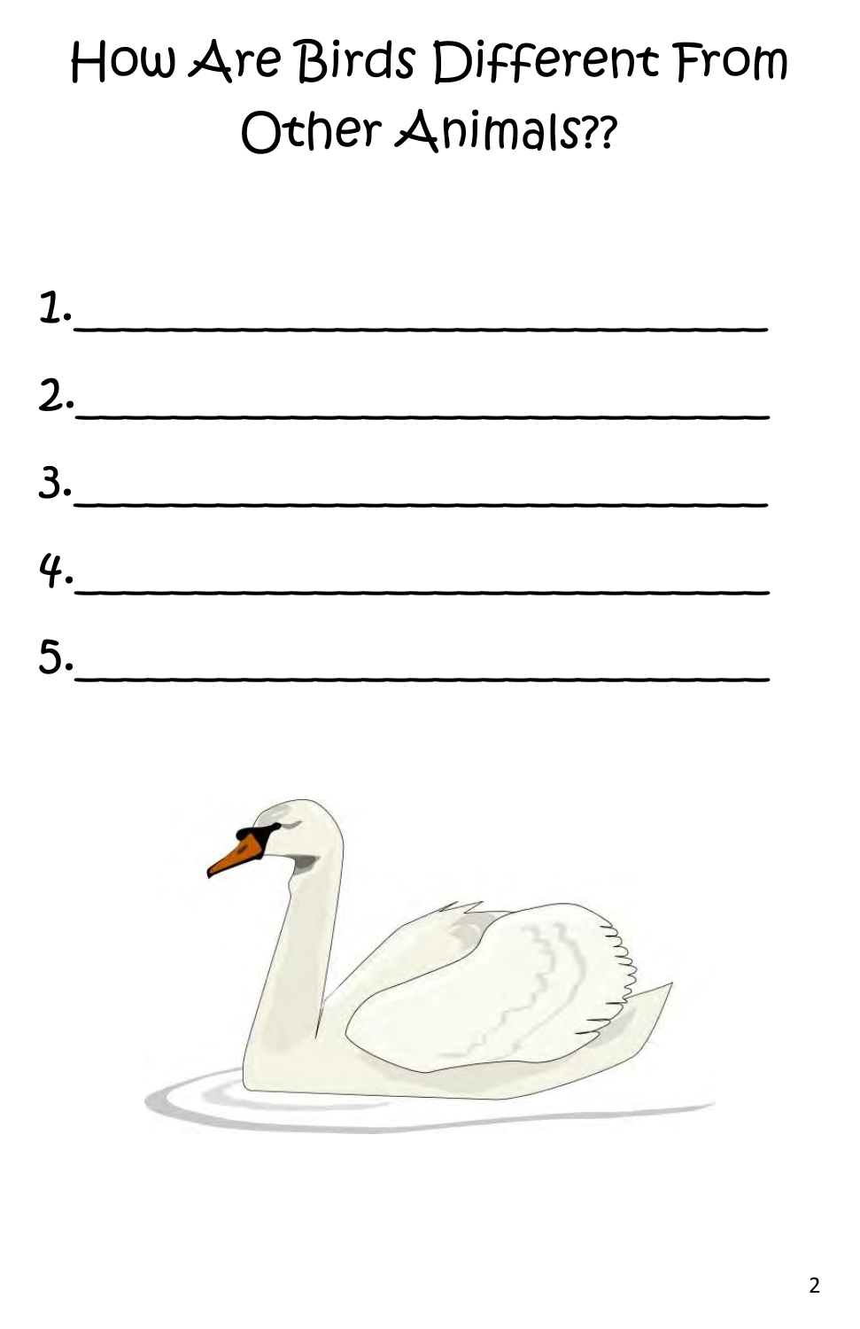# How Are Birds Different From Other Animals??

1.______________________________

2.______________________________

3.______________________________

4.______________________________

5.______________________________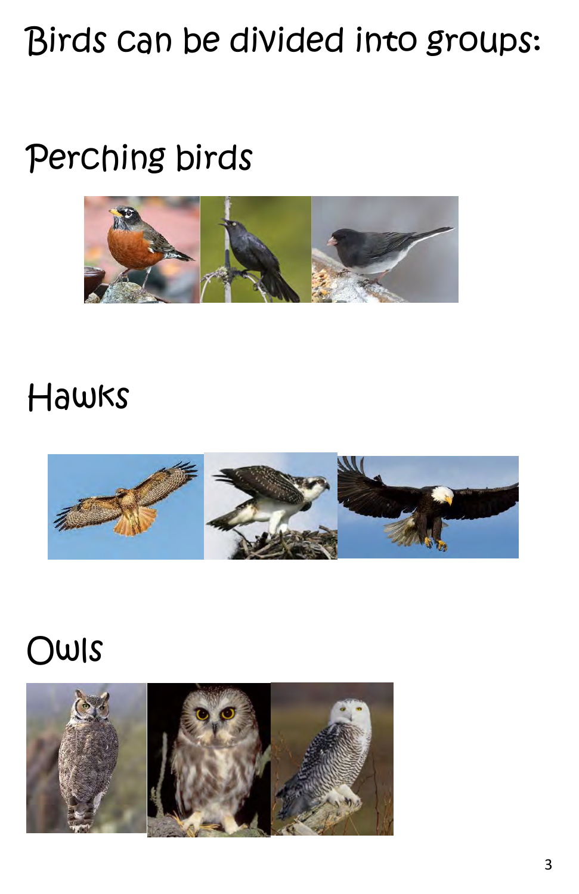# Birds can be divided into groups:

## Perching birds

## Hawks

## Owls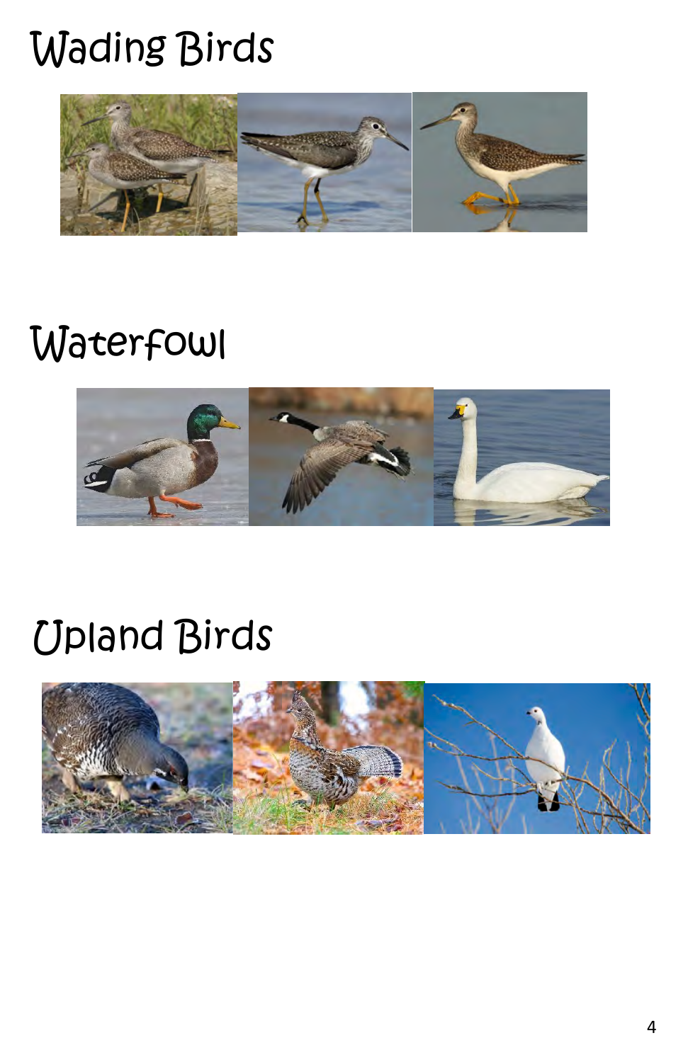# Wading Birds

# Waterfowl

# Upland Birds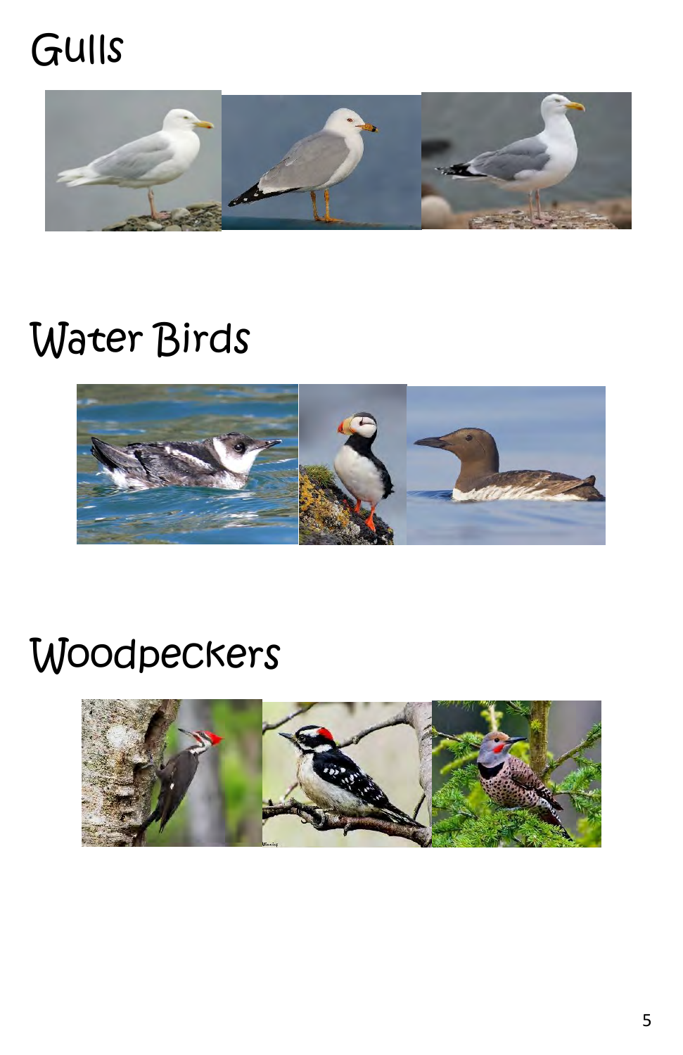# Gulls

# Water Birds

# Woodpeckers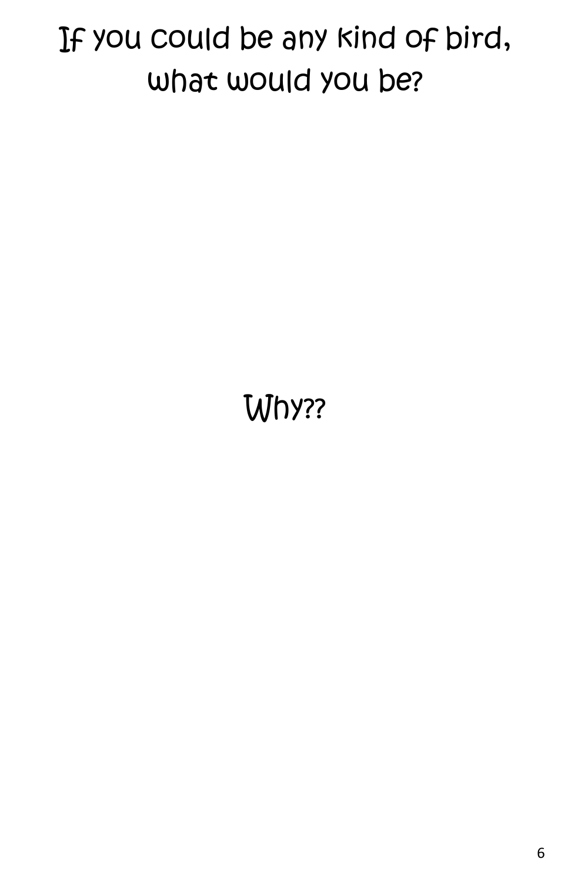# If you could be any kind of bird, what would you be?

Why??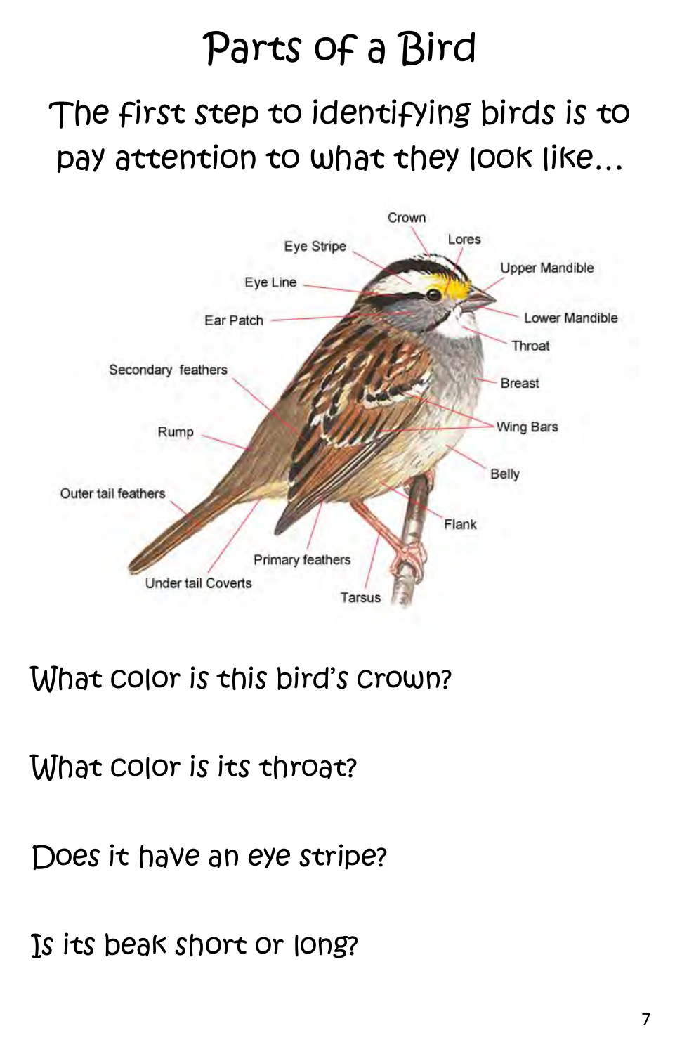# Parts of a Bird

## The first step to identifying birds is to pay attention to what they look like…

Crown

Lores

Eye Stripe

Upper Mandible

Eye Line

Ear Patch

Lower Mandible

Throat

Secondary feathers

Breast

Rump

Wing Bars

Belly

Outer tail feathers

Flank

Primary feathers

Under tail Coverts

Tarsus

What color is this bird's crown?

What color is its throat?

Does it have an eye stripe?

Is its beak short or long?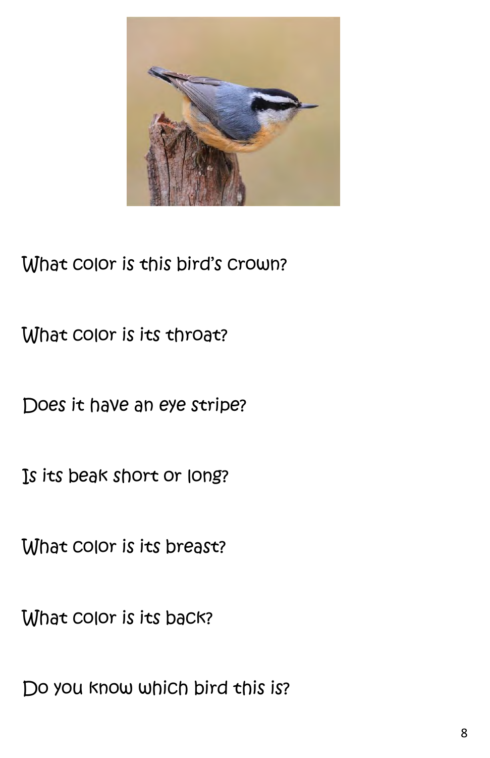What color is this bird's crown?

What color is its throat?

Does it have an eye stripe?

Is its beak short or long?

What color is its breast?

What color is its back?

Do you know which bird this is?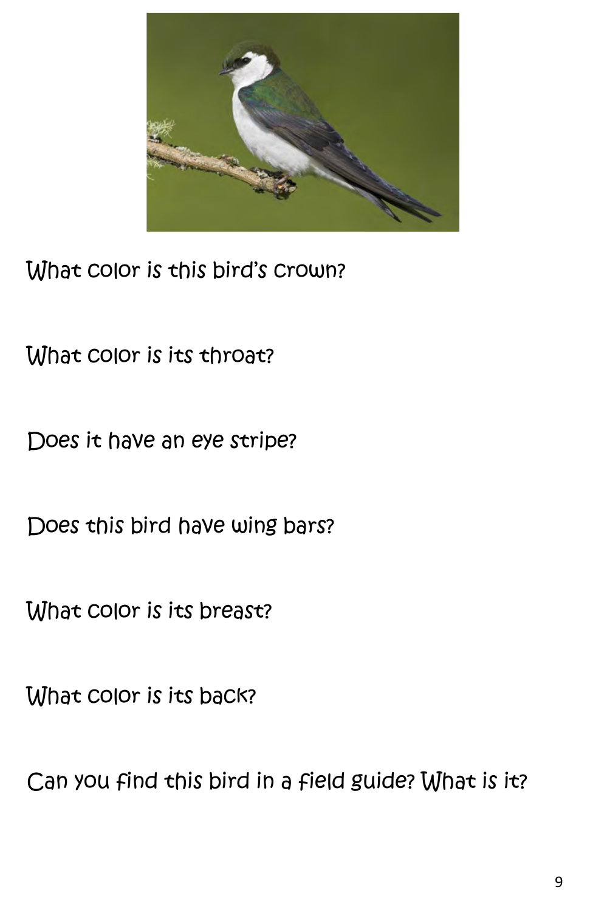What color is this bird's crown?

What color is its throat?

Does it have an eye stripe?

Does this bird have wing bars?

What color is its breast?

What color is its back?

Can you find this bird in a field guide? What is it?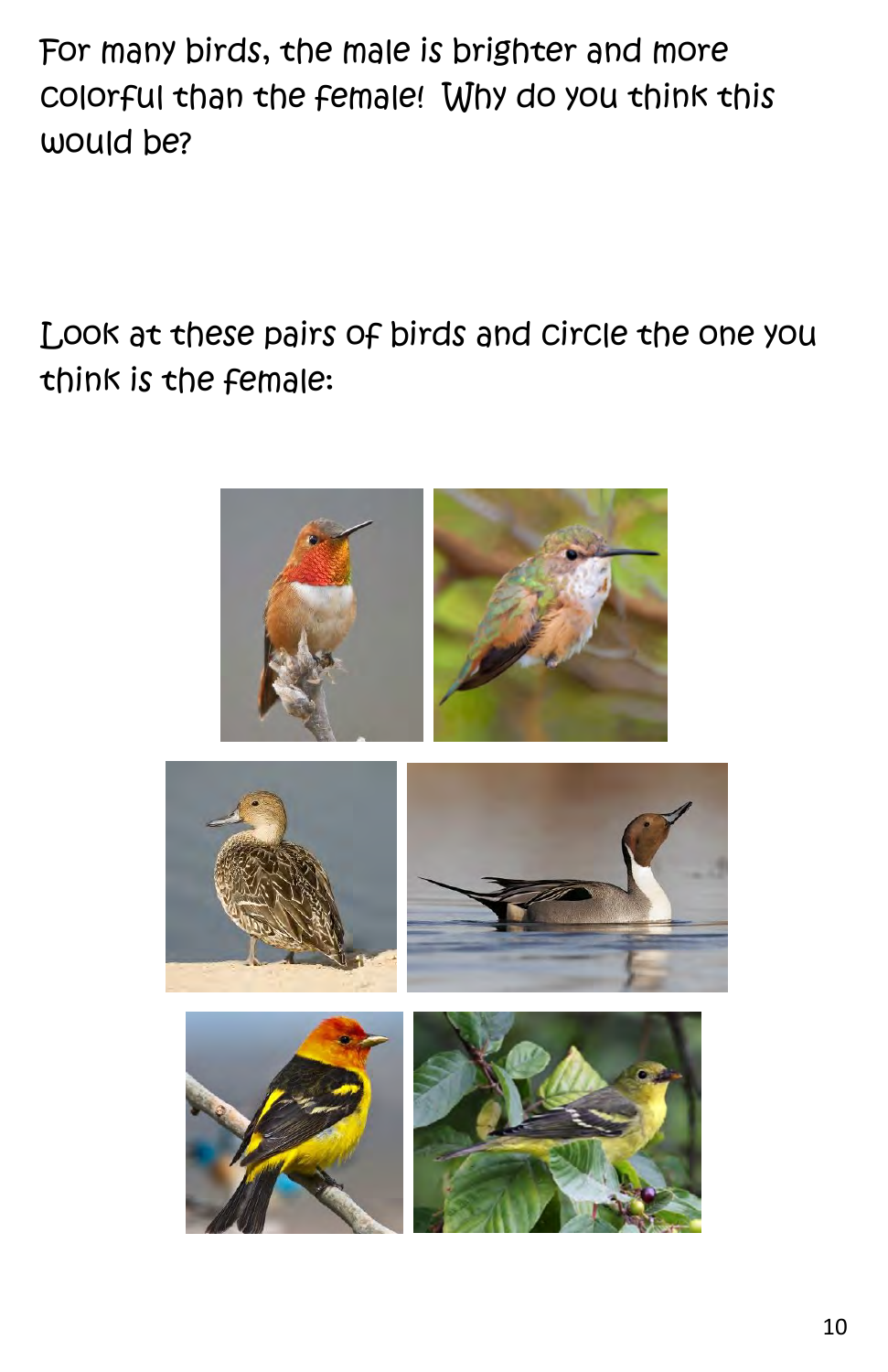For many birds, the male is brighter and more colorful than the female! Why do you think this would be?

Look at these pairs of birds and circle the one you think is the female: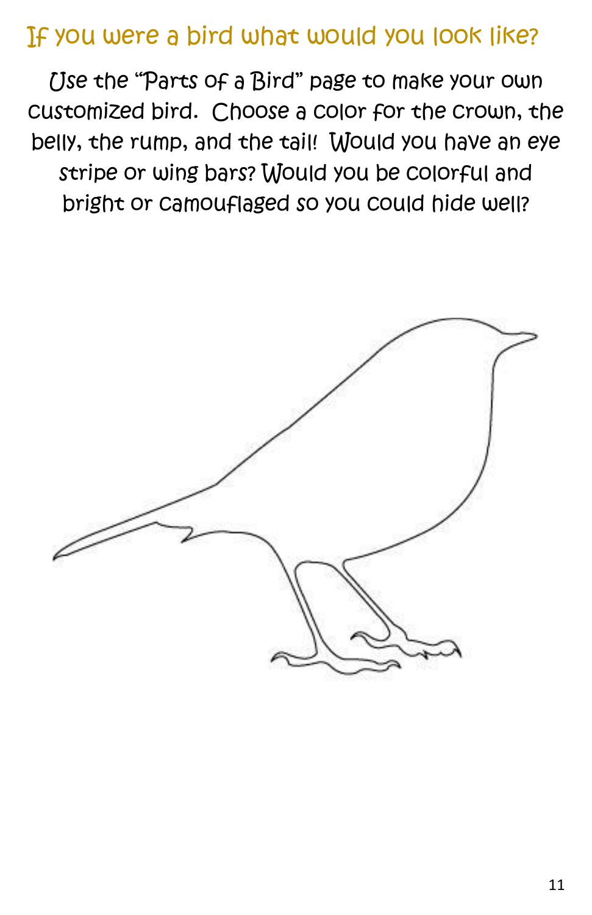# If you were a bird what would you look like?

Use the "Parts of a Bird" page to make your own customized bird. Choose a color for the crown, the belly, the rump, and the tail! Would you have an eye stripe or wing bars? Would you be colorful and bright or camouflaged so you could hide well?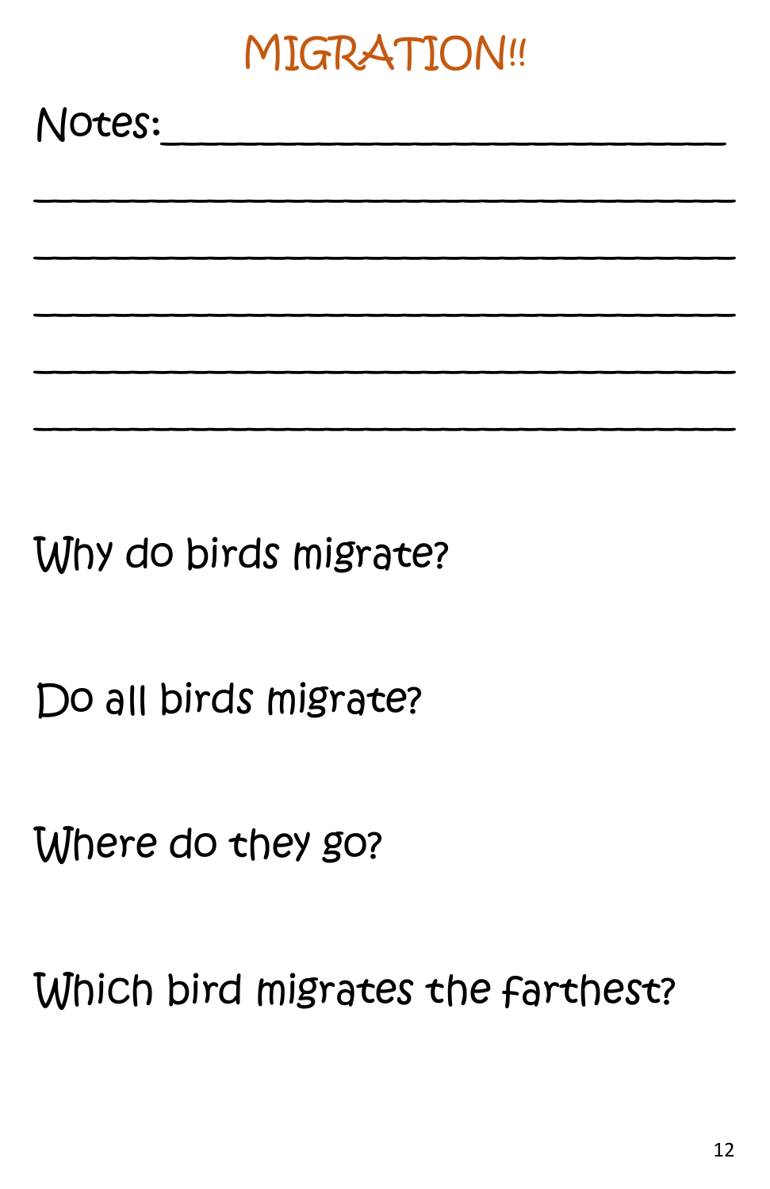# MIGRATION!!

Notes:______________________________

____________________________________

____________________________________

____________________________________

____________________________________

____________________________________

Why do birds migrate?

Do all birds migrate?

Where do they go?

Which bird migrates the farthest?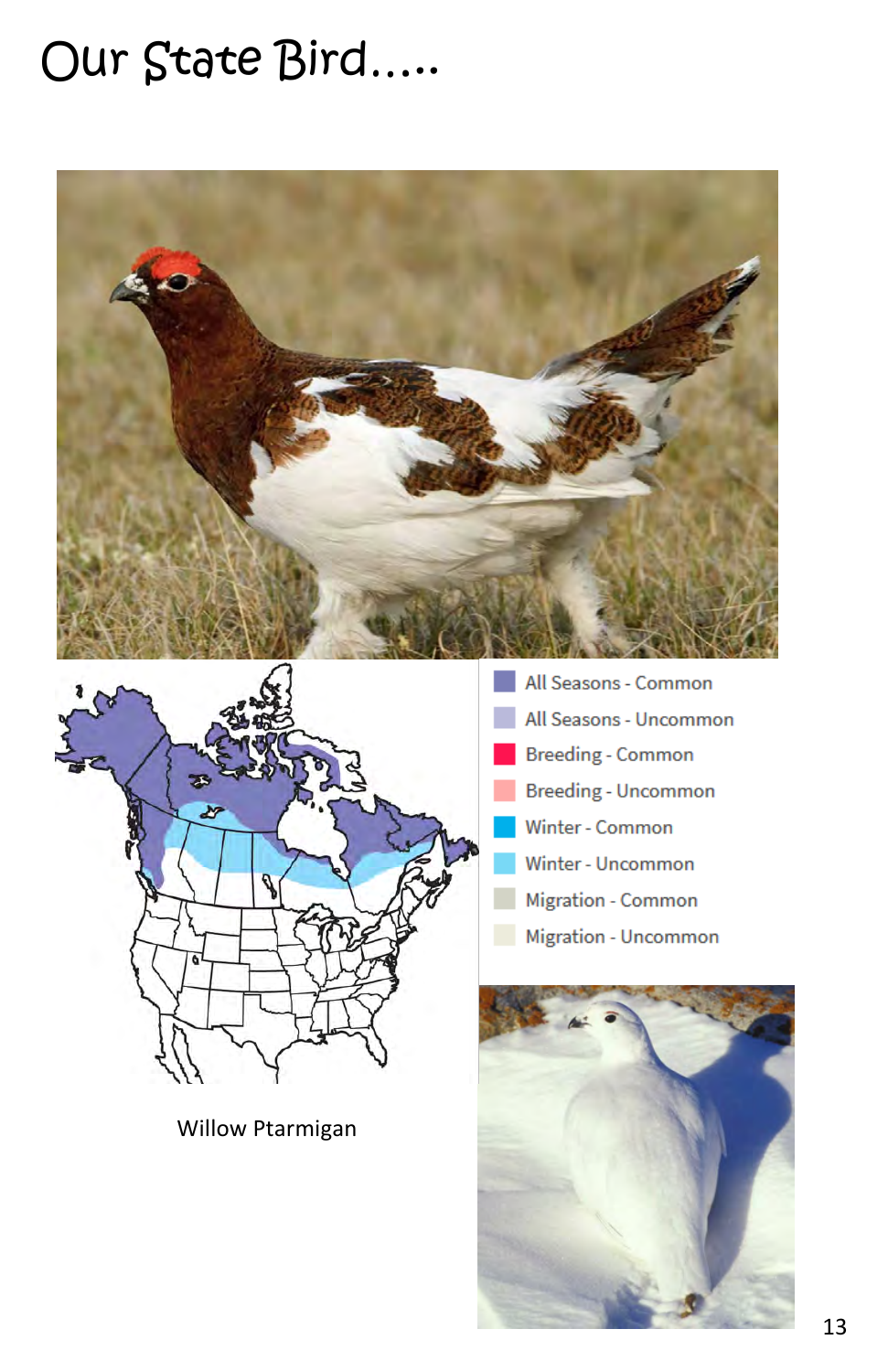# Our State Bird.....

- All Seasons - Common
- All Seasons - Uncommon
- Breeding - Common
- Breeding - Uncommon
- Winter - Common
- Winter - Uncommon
- Migration - Common
- Migration - Uncommon

Willow Ptarmigan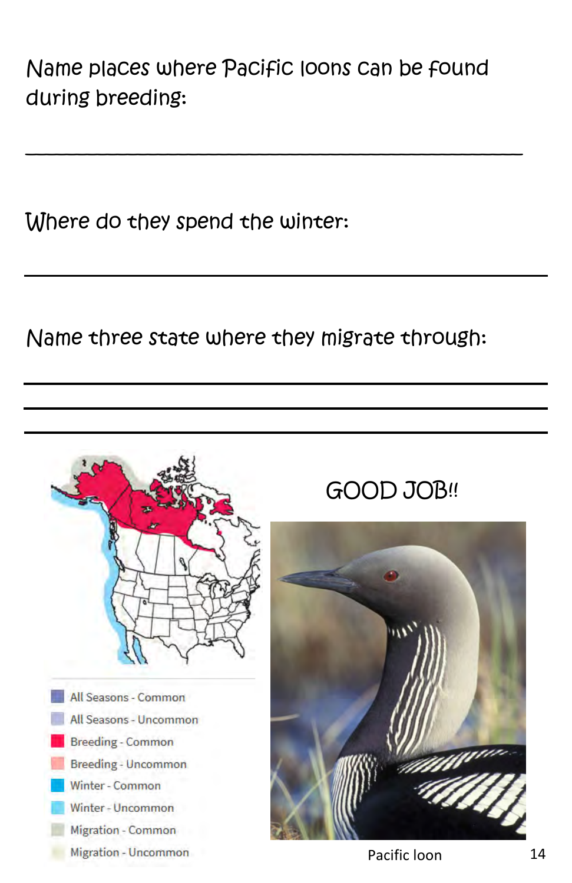Name places where Pacific loons can be found during breeding:

______________________________________________

Where do they spend the winter:

______________________________________________

Name three state where they migrate through:

______________________________________________

______________________________________________

______________________________________________

All Seasons - Common

All Seasons - Uncommon

Breeding - Common

Breeding - Uncommon

Winter - Common

Winter - Uncommon

Migration - Common

Migration - Uncommon

GOOD JOB!!

Pacific loon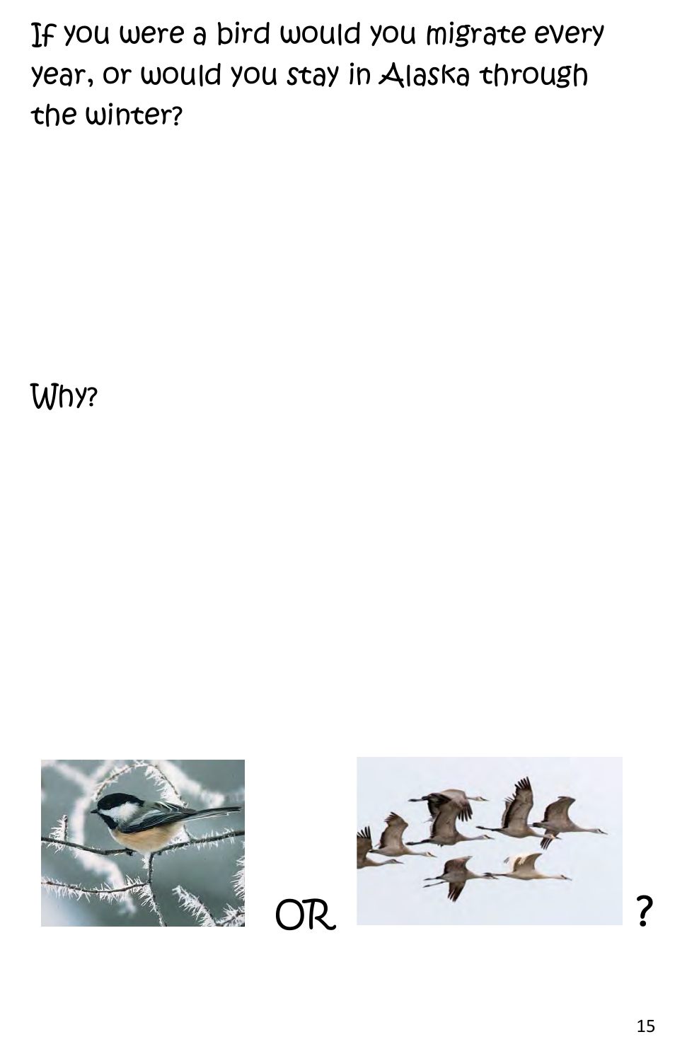If you were a bird would you migrate every year, or would you stay in Alaska through the winter?

Why?

OR ?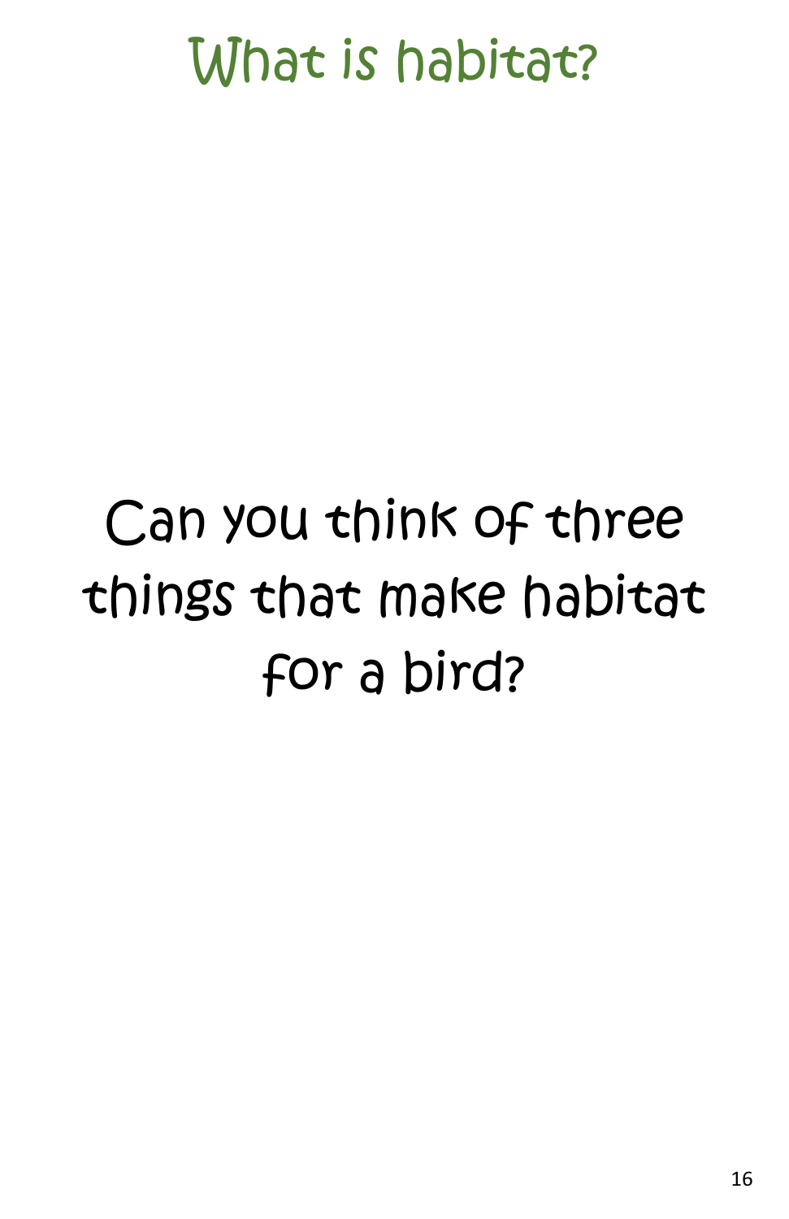# What is habitat?

Can you think of three things that make habitat for a bird?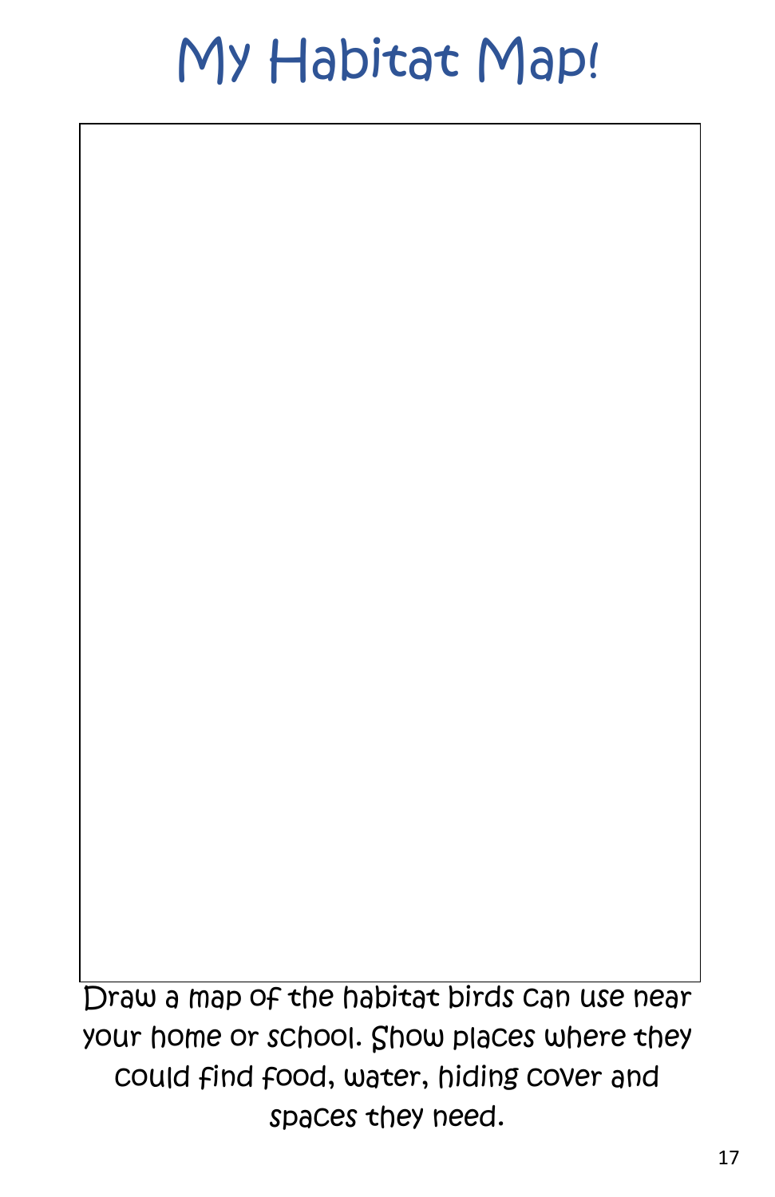# My Habitat Map!

Draw a map of the habitat birds can use near your home or school. Show places where they could find food, water, hiding cover and spaces they need.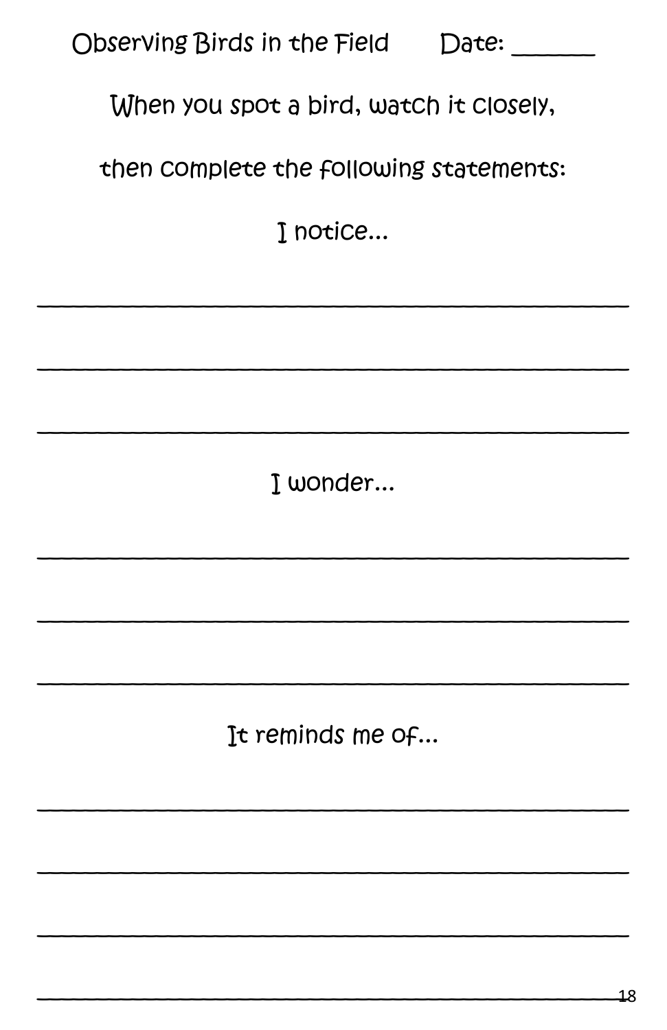Observing Birds in the Field      Date: ______

When you spot a bird, watch it closely,

then complete the following statements:

I notice...

______________________________________________

______________________________________________

______________________________________________

I wonder...

______________________________________________

______________________________________________

______________________________________________

It reminds me of...

______________________________________________

______________________________________________

______________________________________________

______________________________________________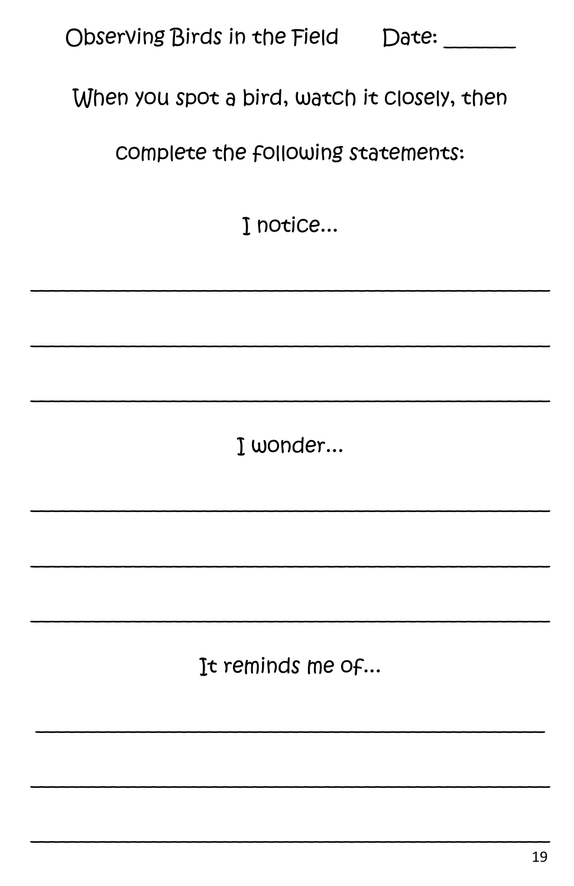# Observing Birds in the Field Date: ______

When you spot a bird, watch it closely, then complete the following statements:

I notice...

______________________________________________

______________________________________________

______________________________________________

I wonder...

______________________________________________

______________________________________________

______________________________________________

It reminds me of...

______________________________________________

______________________________________________

______________________________________________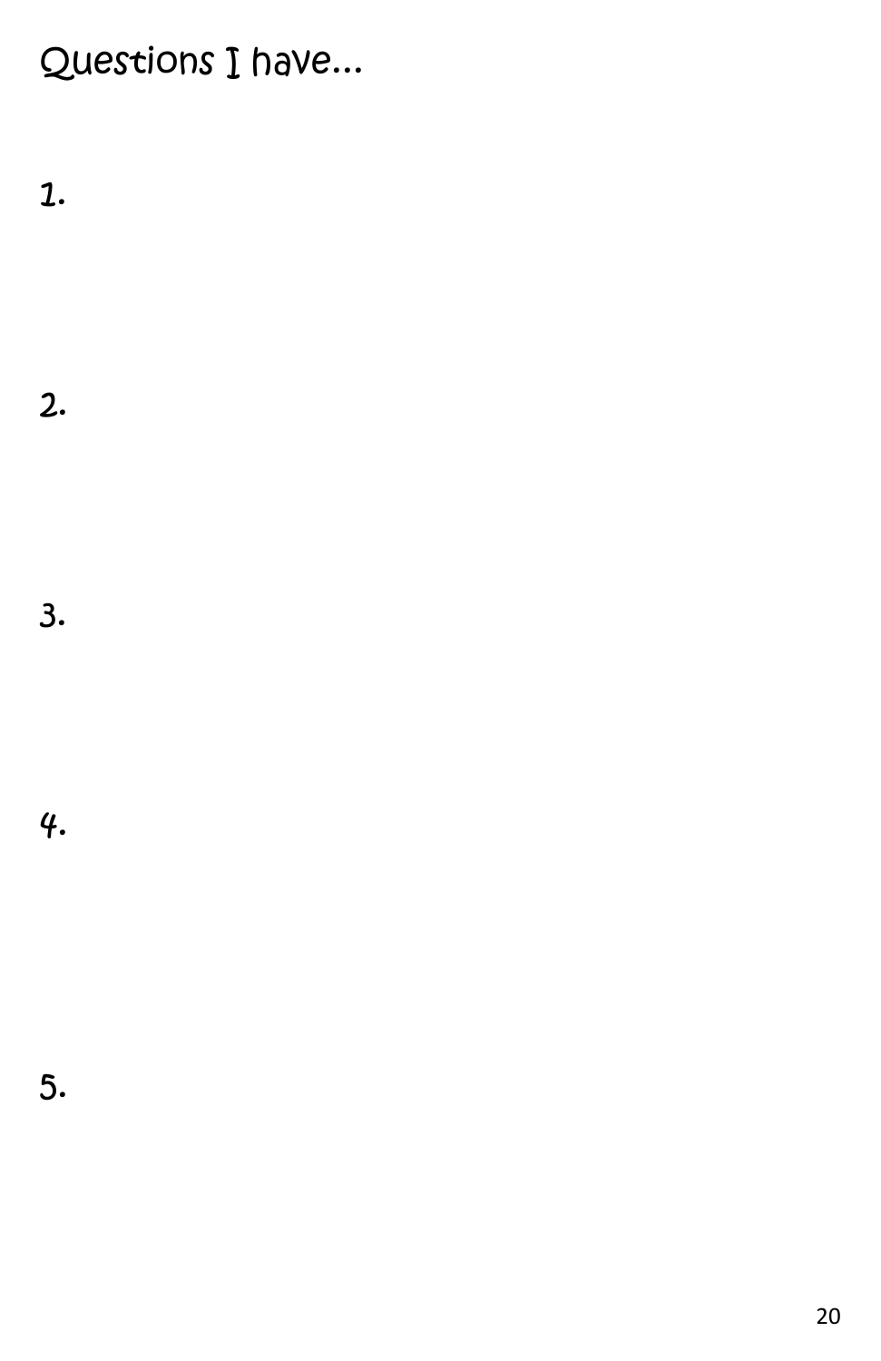Questions I have...

1.

2.

3.

4.

5.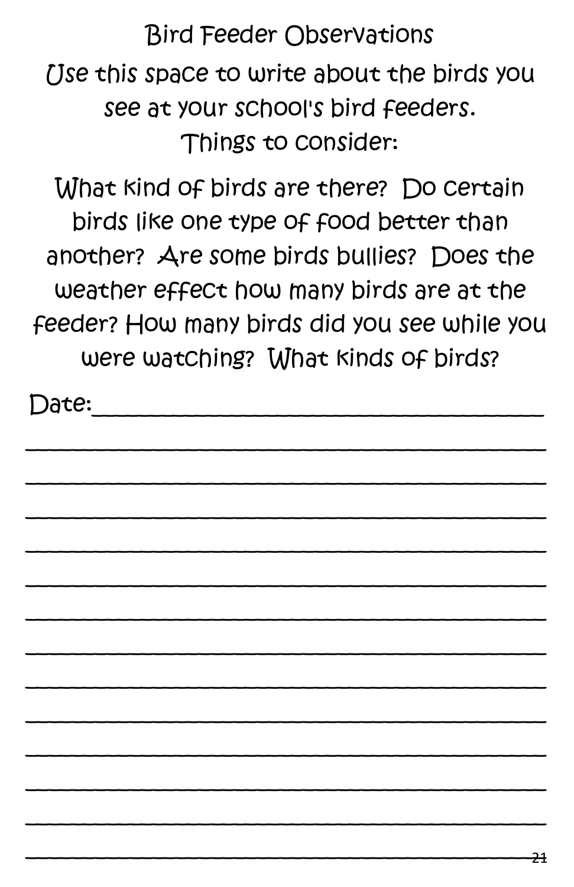# Bird Feeder Observations

Use this space to write about the birds you see at your school's bird feeders.

Things to consider:

What kind of birds are there? Do certain birds like one type of food better than another? Are some birds bullies? Does the weather effect how many birds are at the feeder? How many birds did you see while you were watching? What kinds of birds?

Date:\_\_\_\_\_\_\_\_\_\_\_\_\_\_\_\_\_\_\_\_\_\_\_\_\_\_\_\_\_\_\_\_\_\_\_\_\_\_\_\_

\_\_\_\_\_\_\_\_\_\_\_\_\_\_\_\_\_\_\_\_\_\_\_\_\_\_\_\_\_\_\_\_\_\_\_\_\_\_\_\_\_\_\_\_\_\_\_\_

\_\_\_\_\_\_\_\_\_\_\_\_\_\_\_\_\_\_\_\_\_\_\_\_\_\_\_\_\_\_\_\_\_\_\_\_\_\_\_\_\_\_\_\_\_\_\_\_

\_\_\_\_\_\_\_\_\_\_\_\_\_\_\_\_\_\_\_\_\_\_\_\_\_\_\_\_\_\_\_\_\_\_\_\_\_\_\_\_\_\_\_\_\_\_\_\_

\_\_\_\_\_\_\_\_\_\_\_\_\_\_\_\_\_\_\_\_\_\_\_\_\_\_\_\_\_\_\_\_\_\_\_\_\_\_\_\_\_\_\_\_\_\_\_\_

\_\_\_\_\_\_\_\_\_\_\_\_\_\_\_\_\_\_\_\_\_\_\_\_\_\_\_\_\_\_\_\_\_\_\_\_\_\_\_\_\_\_\_\_\_\_\_\_

\_\_\_\_\_\_\_\_\_\_\_\_\_\_\_\_\_\_\_\_\_\_\_\_\_\_\_\_\_\_\_\_\_\_\_\_\_\_\_\_\_\_\_\_\_\_\_\_

\_\_\_\_\_\_\_\_\_\_\_\_\_\_\_\_\_\_\_\_\_\_\_\_\_\_\_\_\_\_\_\_\_\_\_\_\_\_\_\_\_\_\_\_\_\_\_\_

\_\_\_\_\_\_\_\_\_\_\_\_\_\_\_\_\_\_\_\_\_\_\_\_\_\_\_\_\_\_\_\_\_\_\_\_\_\_\_\_\_\_\_\_\_\_\_\_

\_\_\_\_\_\_\_\_\_\_\_\_\_\_\_\_\_\_\_\_\_\_\_\_\_\_\_\_\_\_\_\_\_\_\_\_\_\_\_\_\_\_\_\_\_\_\_\_

\_\_\_\_\_\_\_\_\_\_\_\_\_\_\_\_\_\_\_\_\_\_\_\_\_\_\_\_\_\_\_\_\_\_\_\_\_\_\_\_\_\_\_\_\_\_\_\_

\_\_\_\_\_\_\_\_\_\_\_\_\_\_\_\_\_\_\_\_\_\_\_\_\_\_\_\_\_\_\_\_\_\_\_\_\_\_\_\_\_\_\_\_\_\_\_\_

\_\_\_\_\_\_\_\_\_\_\_\_\_\_\_\_\_\_\_\_\_\_\_\_\_\_\_\_\_\_\_\_\_\_\_\_\_\_\_\_\_\_\_\_\_\_\_\_

\_\_\_\_\_\_\_\_\_\_\_\_\_\_\_\_\_\_\_\_\_\_\_\_\_\_\_\_\_\_\_\_\_\_\_\_\_\_\_\_\_\_\_\_\_\_\_\_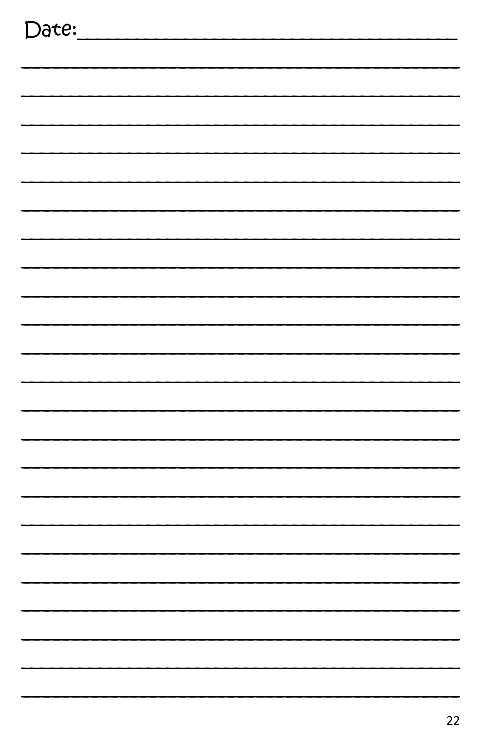Date:\_\_\_\_\_\_\_\_\_\_\_\_\_\_\_\_\_\_\_\_\_\_\_\_\_\_\_\_\_\_\_\_\_\_\_\_\_\_\_\_

Date:________________________________________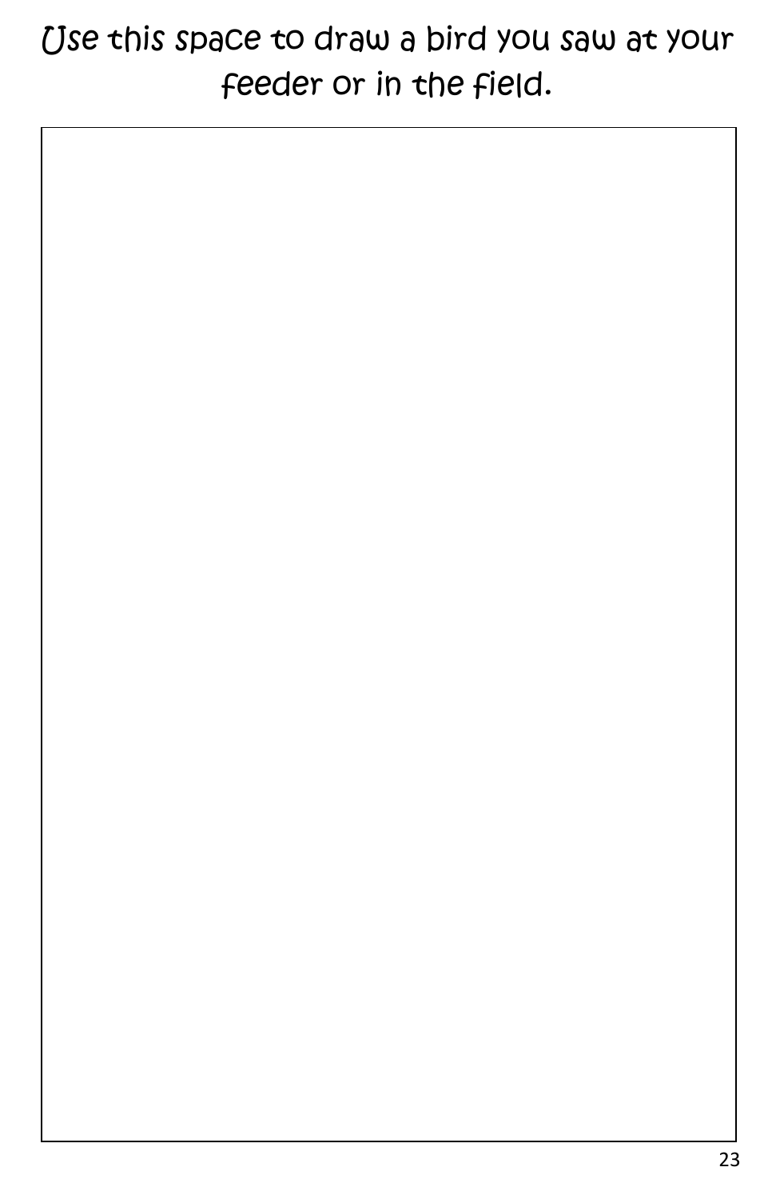Use this space to draw a bird you saw at your feeder or in the field.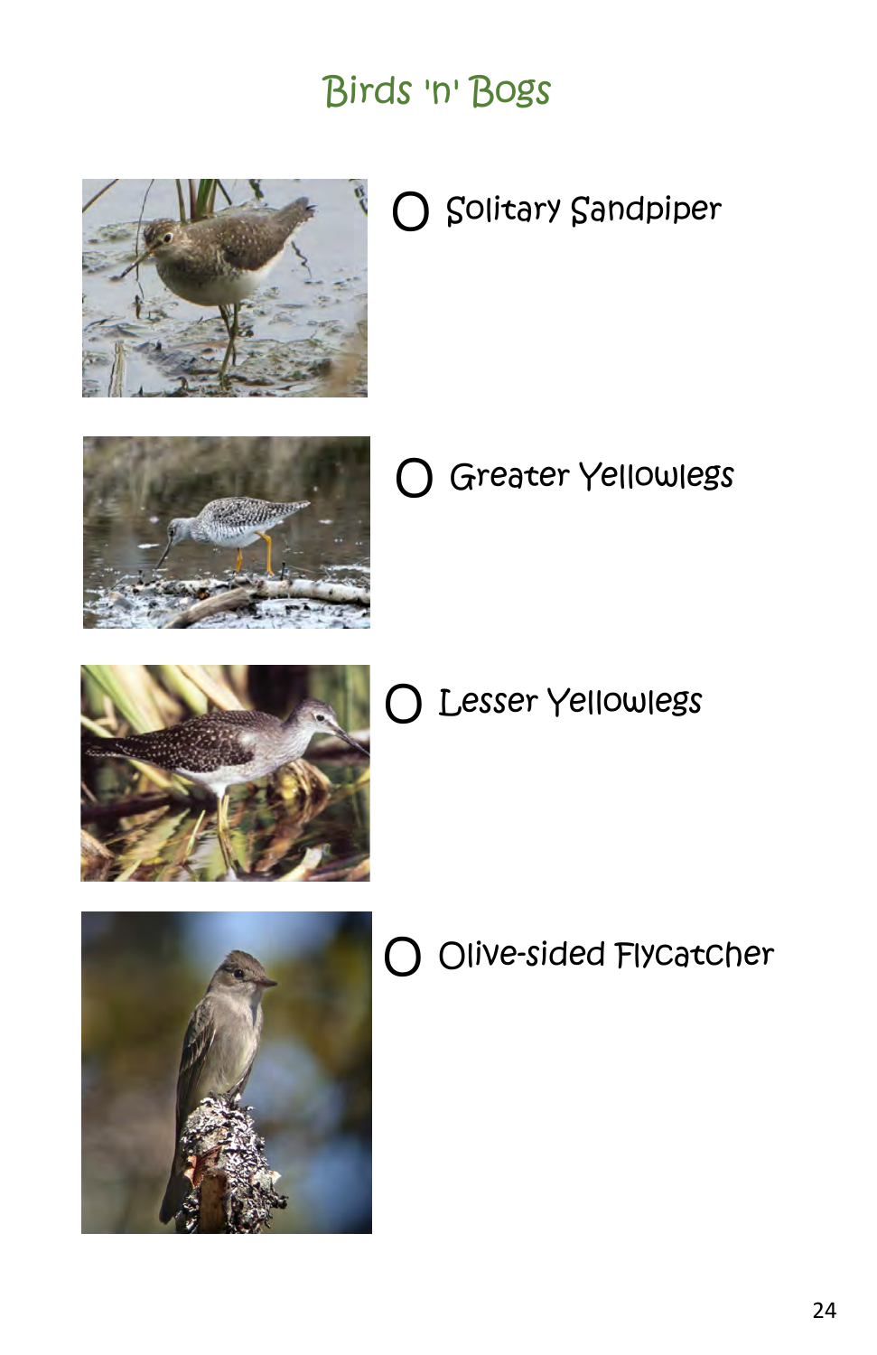# Birds 'n' Bogs

- ○ Solitary Sandpiper
- ○ Greater Yellowlegs
- ○ Lesser Yellowlegs
- ○ Olive-sided Flycatcher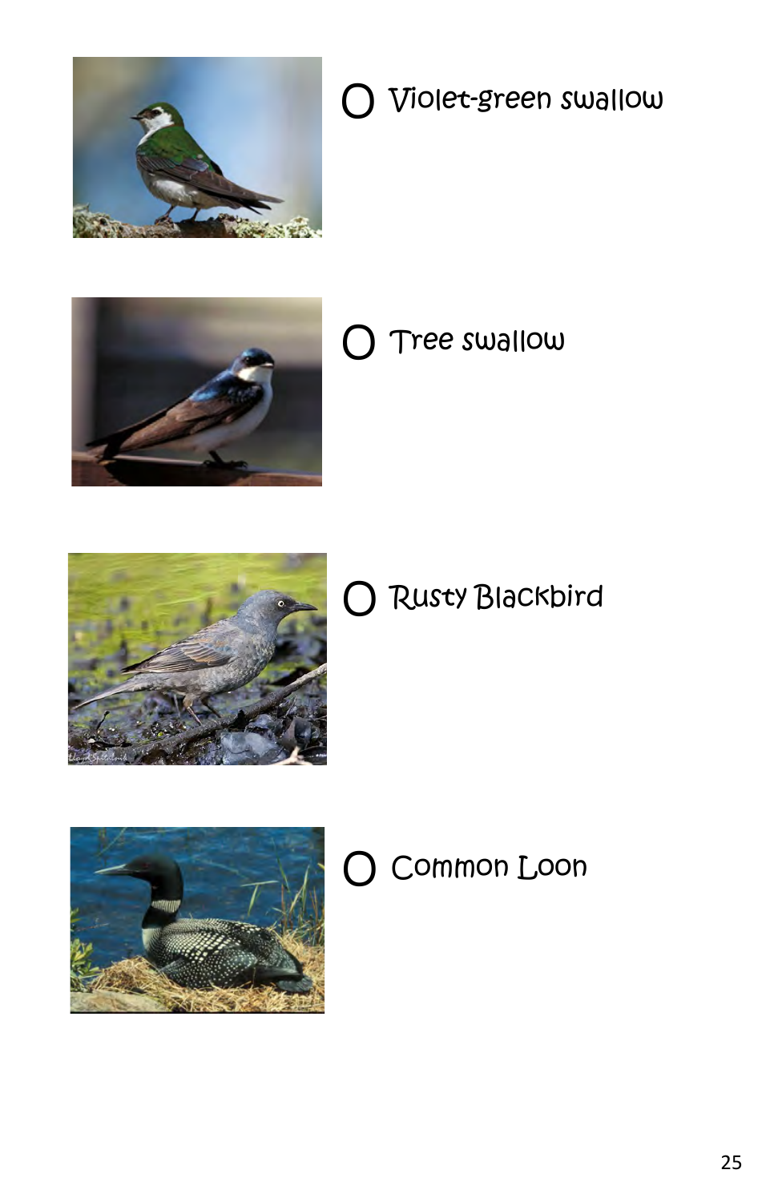- ○ Violet-green swallow
- ○ Tree swallow
- ○ Rusty Blackbird
- ○ Common Loon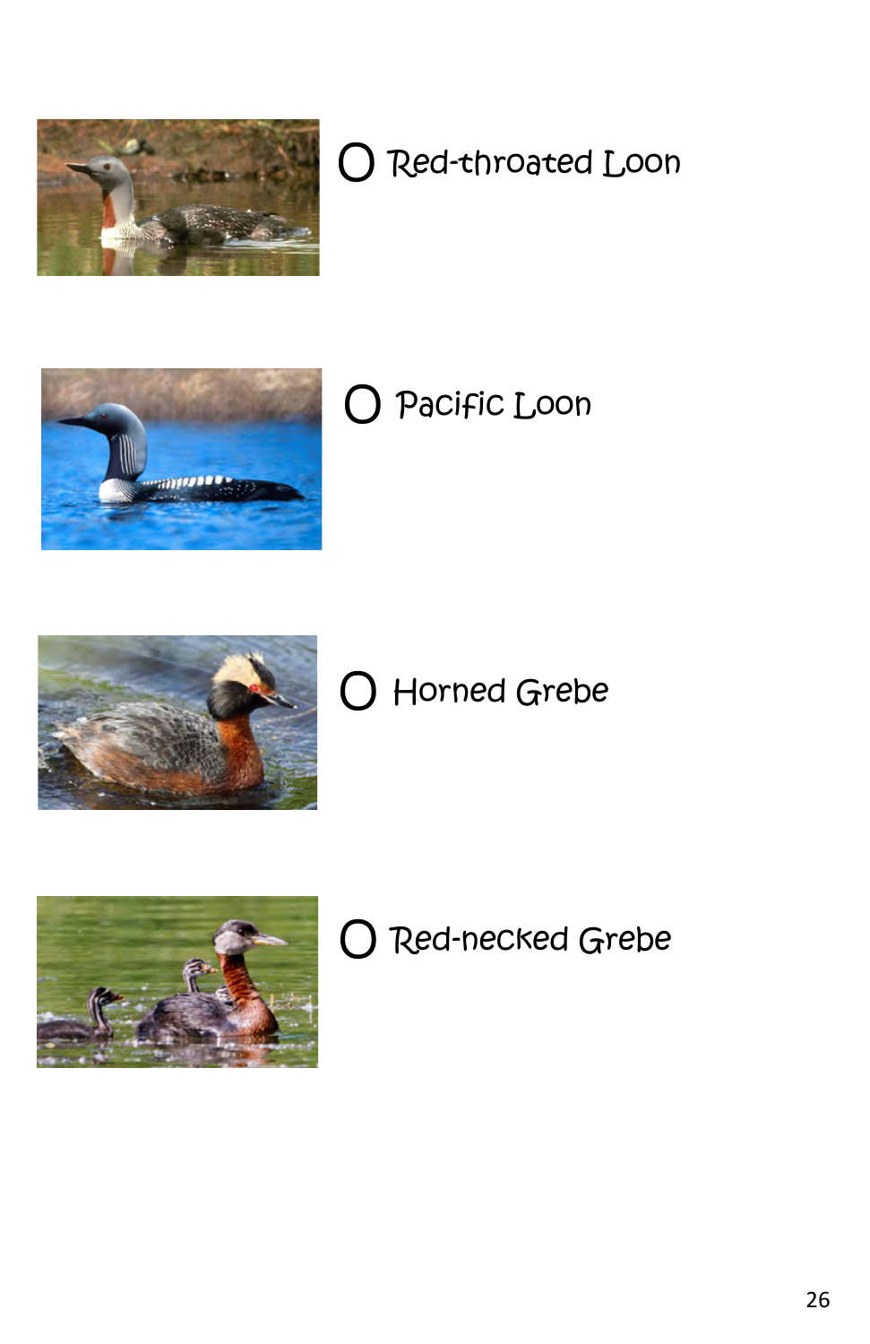O Red-throated Loon

O Pacific Loon

O Horned Grebe

O Red-necked Grebe